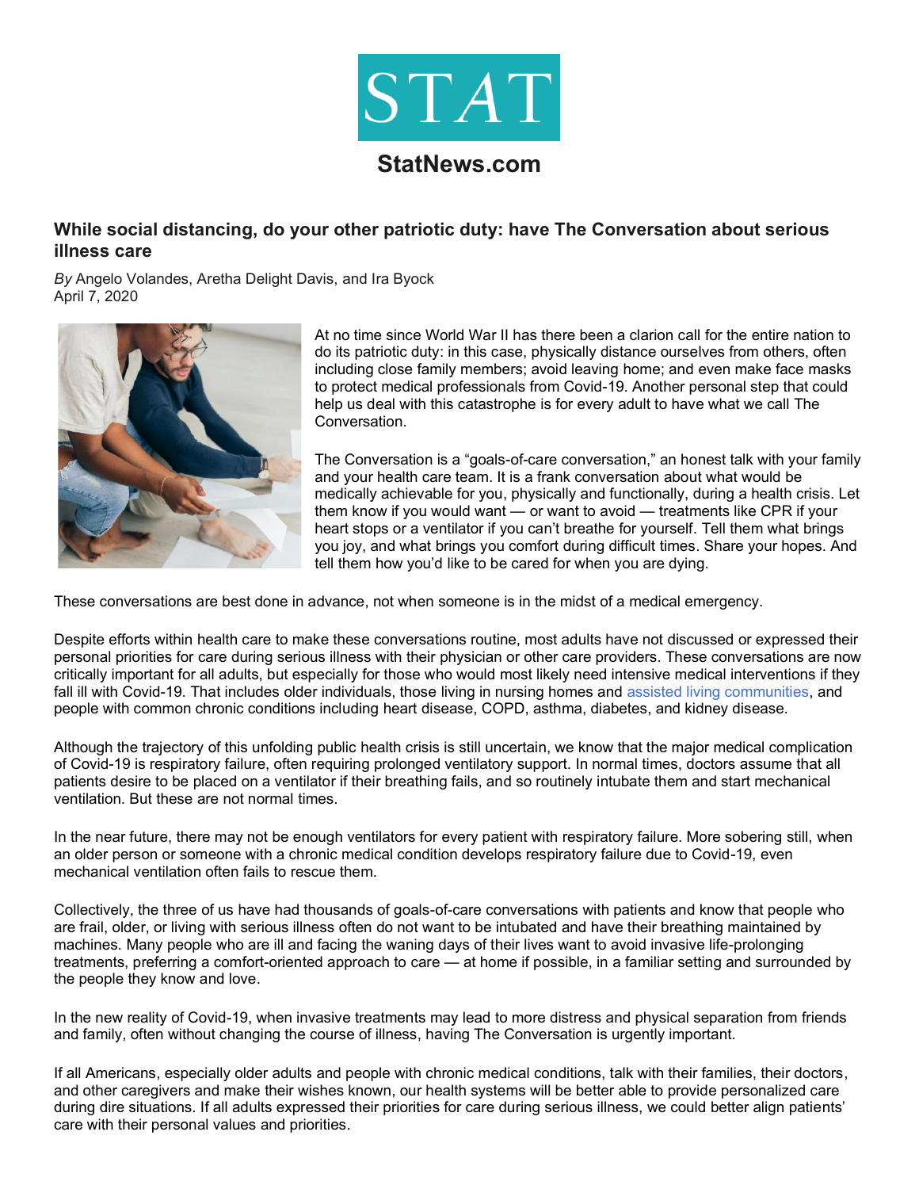STAT

StatNews.com

## While social distancing, do your other patriotic duty: have The Conversation about serious illness care

*By* Angelo Volandes, Aretha Delight Davis, and Ira Byock
April 7, 2020

At no time since World War II has there been a clarion call for the entire nation to do its patriotic duty: in this case, physically distance ourselves from others, often including close family members; avoid leaving home; and even make face masks to protect medical professionals from Covid-19. Another personal step that could help us deal with this catastrophe is for every adult to have what we call The Conversation.

The Conversation is a "goals-of-care conversation," an honest talk with your family and your health care team. It is a frank conversation about what would be medically achievable for you, physically and functionally, during a health crisis. Let them know if you would want — or want to avoid — treatments like CPR if your heart stops or a ventilator if you can't breathe for yourself. Tell them what brings you joy, and what brings you comfort during difficult times. Share your hopes. And tell them how you'd like to be cared for when you are dying.

These conversations are best done in advance, not when someone is in the midst of a medical emergency.

Despite efforts within health care to make these conversations routine, most adults have not discussed or expressed their personal priorities for care during serious illness with their physician or other care providers. These conversations are now critically important for all adults, but especially for those who would most likely need intensive medical interventions if they fall ill with Covid-19. That includes older individuals, those living in nursing homes and assisted living communities, and people with common chronic conditions including heart disease, COPD, asthma, diabetes, and kidney disease.

Although the trajectory of this unfolding public health crisis is still uncertain, we know that the major medical complication of Covid-19 is respiratory failure, often requiring prolonged ventilatory support. In normal times, doctors assume that all patients desire to be placed on a ventilator if their breathing fails, and so routinely intubate them and start mechanical ventilation. But these are not normal times.

In the near future, there may not be enough ventilators for every patient with respiratory failure. More sobering still, when an older person or someone with a chronic medical condition develops respiratory failure due to Covid-19, even mechanical ventilation often fails to rescue them.

Collectively, the three of us have had thousands of goals-of-care conversations with patients and know that people who are frail, older, or living with serious illness often do not want to be intubated and have their breathing maintained by machines. Many people who are ill and facing the waning days of their lives want to avoid invasive life-prolonging treatments, preferring a comfort-oriented approach to care — at home if possible, in a familiar setting and surrounded by the people they know and love.

In the new reality of Covid-19, when invasive treatments may lead to more distress and physical separation from friends and family, often without changing the course of illness, having The Conversation is urgently important.

If all Americans, especially older adults and people with chronic medical conditions, talk with their families, their doctors, and other caregivers and make their wishes known, our health systems will be better able to provide personalized care during dire situations. If all adults expressed their priorities for care during serious illness, we could better align patients' care with their personal values and priorities.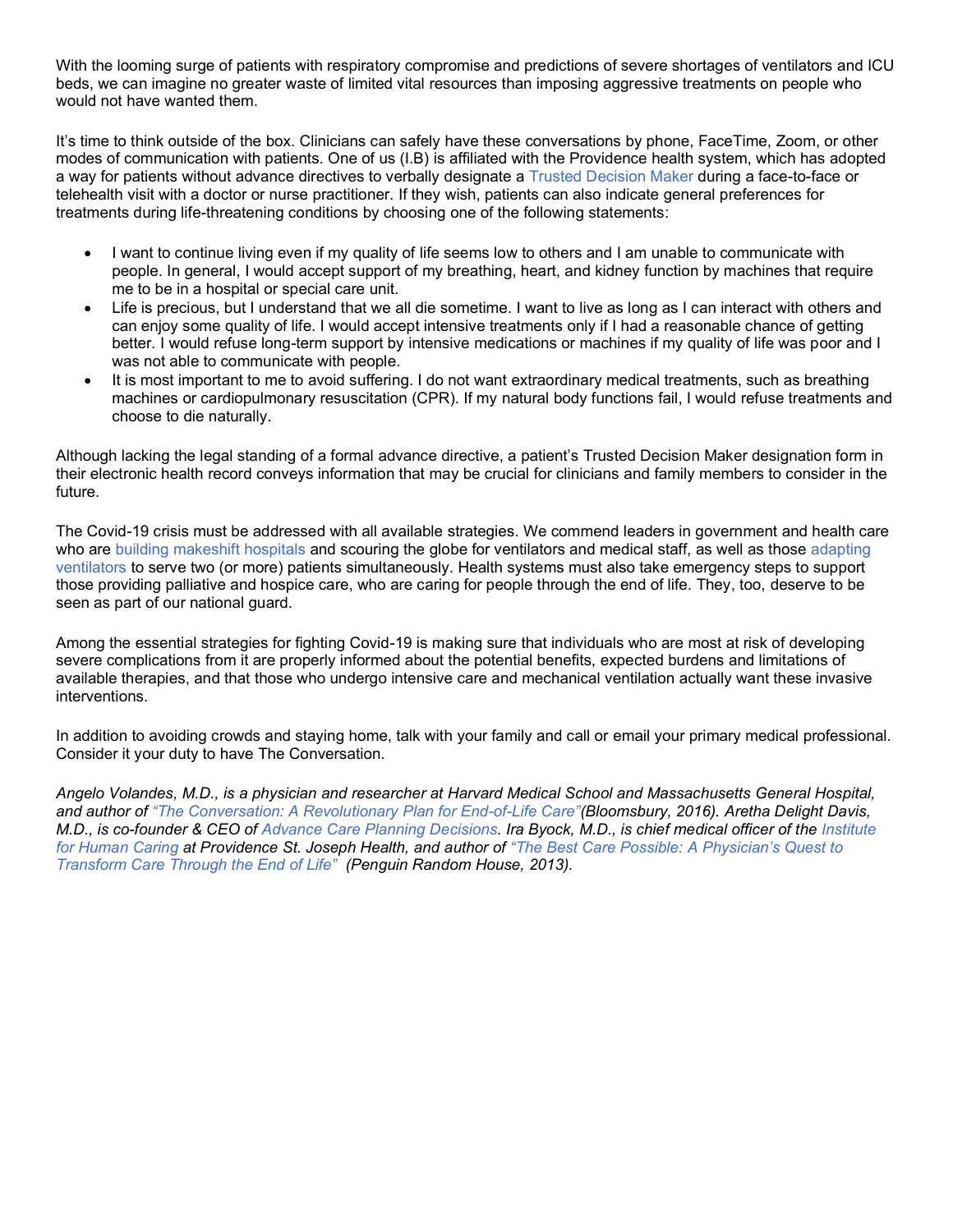With the looming surge of patients with respiratory compromise and predictions of severe shortages of ventilators and ICU beds, we can imagine no greater waste of limited vital resources than imposing aggressive treatments on people who would not have wanted them.

It's time to think outside of the box. Clinicians can safely have these conversations by phone, FaceTime, Zoom, or other modes of communication with patients. One of us (I.B) is affiliated with the Providence health system, which has adopted a way for patients without advance directives to verbally designate a Trusted Decision Maker during a face-to-face or telehealth visit with a doctor or nurse practitioner. If they wish, patients can also indicate general preferences for treatments during life-threatening conditions by choosing one of the following statements:

- I want to continue living even if my quality of life seems low to others and I am unable to communicate with people. In general, I would accept support of my breathing, heart, and kidney function by machines that require me to be in a hospital or special care unit.
- Life is precious, but I understand that we all die sometime. I want to live as long as I can interact with others and can enjoy some quality of life. I would accept intensive treatments only if I had a reasonable chance of getting better. I would refuse long-term support by intensive medications or machines if my quality of life was poor and I was not able to communicate with people.
- It is most important to me to avoid suffering. I do not want extraordinary medical treatments, such as breathing machines or cardiopulmonary resuscitation (CPR). If my natural body functions fail, I would refuse treatments and choose to die naturally.

Although lacking the legal standing of a formal advance directive, a patient's Trusted Decision Maker designation form in their electronic health record conveys information that may be crucial for clinicians and family members to consider in the future.

The Covid-19 crisis must be addressed with all available strategies. We commend leaders in government and health care who are building makeshift hospitals and scouring the globe for ventilators and medical staff, as well as those adapting ventilators to serve two (or more) patients simultaneously. Health systems must also take emergency steps to support those providing palliative and hospice care, who are caring for people through the end of life. They, too, deserve to be seen as part of our national guard.

Among the essential strategies for fighting Covid-19 is making sure that individuals who are most at risk of developing severe complications from it are properly informed about the potential benefits, expected burdens and limitations of available therapies, and that those who undergo intensive care and mechanical ventilation actually want these invasive interventions.

In addition to avoiding crowds and staying home, talk with your family and call or email your primary medical professional. Consider it your duty to have The Conversation.

*Angelo Volandes, M.D., is a physician and researcher at Harvard Medical School and Massachusetts General Hospital, and author of "The Conversation: A Revolutionary Plan for End-of-Life Care"(Bloomsbury, 2016). Aretha Delight Davis, M.D., is co-founder & CEO of Advance Care Planning Decisions. Ira Byock, M.D., is chief medical officer of the Institute for Human Caring at Providence St. Joseph Health, and author of "The Best Care Possible: A Physician's Quest to Transform Care Through the End of Life" (Penguin Random House, 2013).*